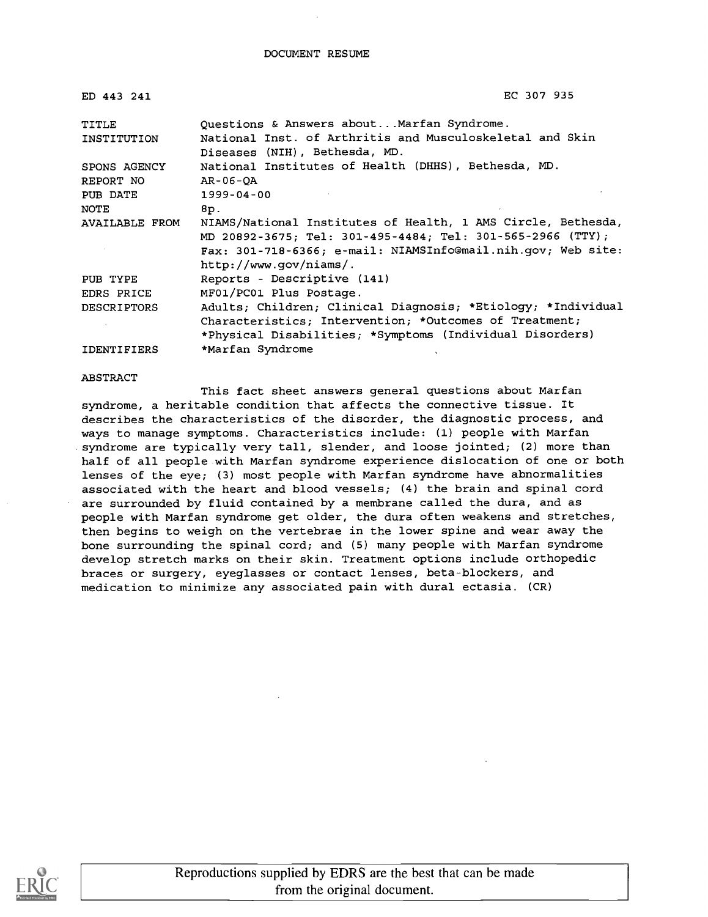DOCUMENT RESUME

| | |
|---|---|
| ED 443 241 | EC 307 935 |
| TITLE | Questions & Answers about...Marfan Syndrome. |
| INSTITUTION | National Inst. of Arthritis and Musculoskeletal and Skin Diseases (NIH), Bethesda, MD. |
| SPONS AGENCY | National Institutes of Health (DHHS), Bethesda, MD. |
| REPORT NO | AR-06-QA |
| PUB DATE | 1999-04-00 |
| NOTE | 8p. |
| AVAILABLE FROM | NIAMS/National Institutes of Health, 1 AMS Circle, Bethesda, MD 20892-3675; Tel: 301-495-4484; Tel: 301-565-2966 (TTY); Fax: 301-718-6366; e-mail: NIAMSInfo@mail.nih.gov; Web site: http://www.gov/niams/. |
| PUB TYPE | Reports - Descriptive (141) |
| EDRS PRICE | MF01/PC01 Plus Postage. |
| DESCRIPTORS | Adults; Children; Clinical Diagnosis; *Etiology; *Individual Characteristics; Intervention; *Outcomes of Treatment; *Physical Disabilities; *Symptoms (Individual Disorders) |
| IDENTIFIERS | *Marfan Syndrome |

ABSTRACT

This fact sheet answers general questions about Marfan syndrome, a heritable condition that affects the connective tissue. It describes the characteristics of the disorder, the diagnostic process, and ways to manage symptoms. Characteristics include: (1) people with Marfan syndrome are typically very tall, slender, and loose jointed; (2) more than half of all people with Marfan syndrome experience dislocation of one or both lenses of the eye; (3) most people with Marfan syndrome have abnormalities associated with the heart and blood vessels; (4) the brain and spinal cord are surrounded by fluid contained by a membrane called the dura, and as people with Marfan syndrome get older, the dura often weakens and stretches, then begins to weigh on the vertebrae in the lower spine and wear away the bone surrounding the spinal cord; and (5) many people with Marfan syndrome develop stretch marks on their skin. Treatment options include orthopedic braces or surgery, eyeglasses or contact lenses, beta-blockers, and medication to minimize any associated pain with dural ectasia. (CR)

Reproductions supplied by EDRS are the best that can be made from the original document.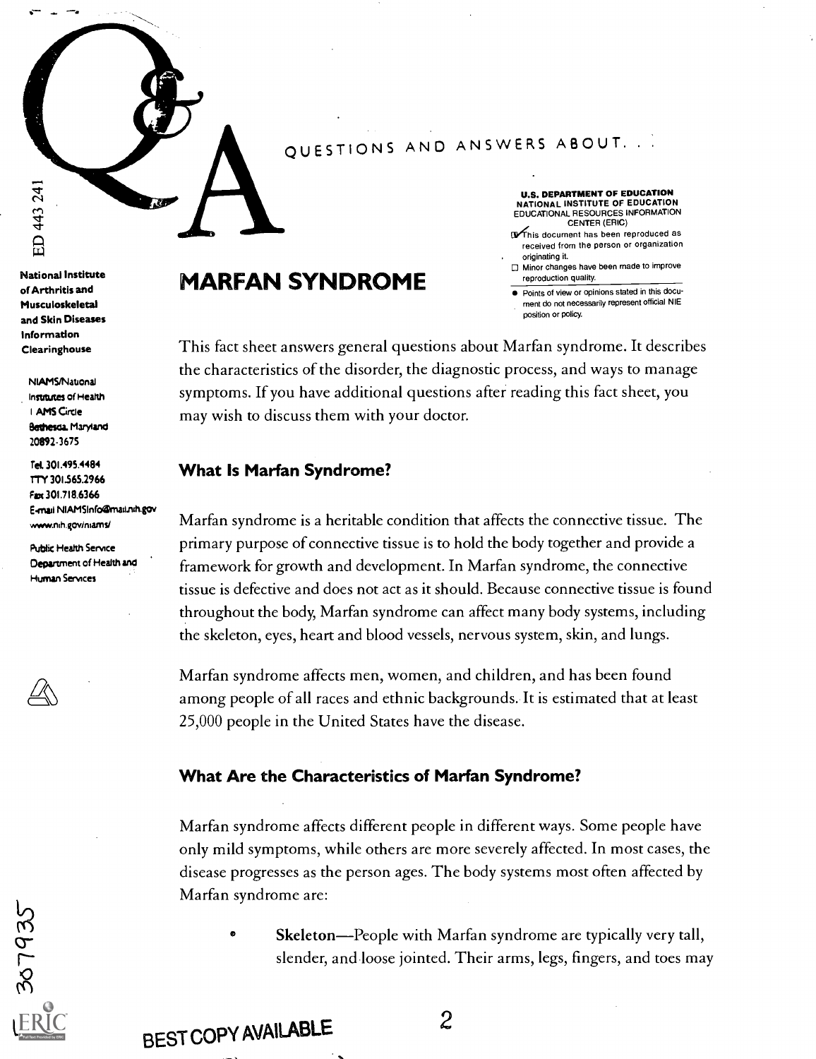QUESTIONS AND ANSWERS ABOUT. . .

# MARFAN SYNDROME

U.S. DEPARTMENT OF EDUCATION
NATIONAL INSTITUTE OF EDUCATION
EDUCATIONAL RESOURCES INFORMATION CENTER (ERIC)

- This document has been reproduced as received from the person or organization originating it.
- Minor changes have been made to improve reproduction quality.
- Points of view or opinions stated in this document do not necessarily represent official NIE position or policy.

ED 443 241

**National Institute of Arthritis and Musculoskeletal and Skin Diseases Information Clearinghouse**

NIAMS/National Institutes of Health
1 AMS Circle
Bethesda, Maryland 20892-3675

Tel. 301.495.4484
TTY 301.565.2966
Fax 301.718.6366
E-mail NIAMSInfo@mail.nih.gov
www.nih.gov/niams/

Public Health Service
Department of Health and Human Services

This fact sheet answers general questions about Marfan syndrome. It describes the characteristics of the disorder, the diagnostic process, and ways to manage symptoms. If you have additional questions after reading this fact sheet, you may wish to discuss them with your doctor.

## What Is Marfan Syndrome?

Marfan syndrome is a heritable condition that affects the connective tissue. The primary purpose of connective tissue is to hold the body together and provide a framework for growth and development. In Marfan syndrome, the connective tissue is defective and does not act as it should. Because connective tissue is found throughout the body, Marfan syndrome can affect many body systems, including the skeleton, eyes, heart and blood vessels, nervous system, skin, and lungs.

Marfan syndrome affects men, women, and children, and has been found among people of all races and ethnic backgrounds. It is estimated that at least 25,000 people in the United States have the disease.

## What Are the Characteristics of Marfan Syndrome?

Marfan syndrome affects different people in different ways. Some people have only mild symptoms, while others are more severely affected. In most cases, the disease progresses as the person ages. The body systems most often affected by Marfan syndrome are:

- **Skeleton**—People with Marfan syndrome are typically very tall, slender, and loose jointed. Their arms, legs, fingers, and toes may

BEST COPY AVAILABLE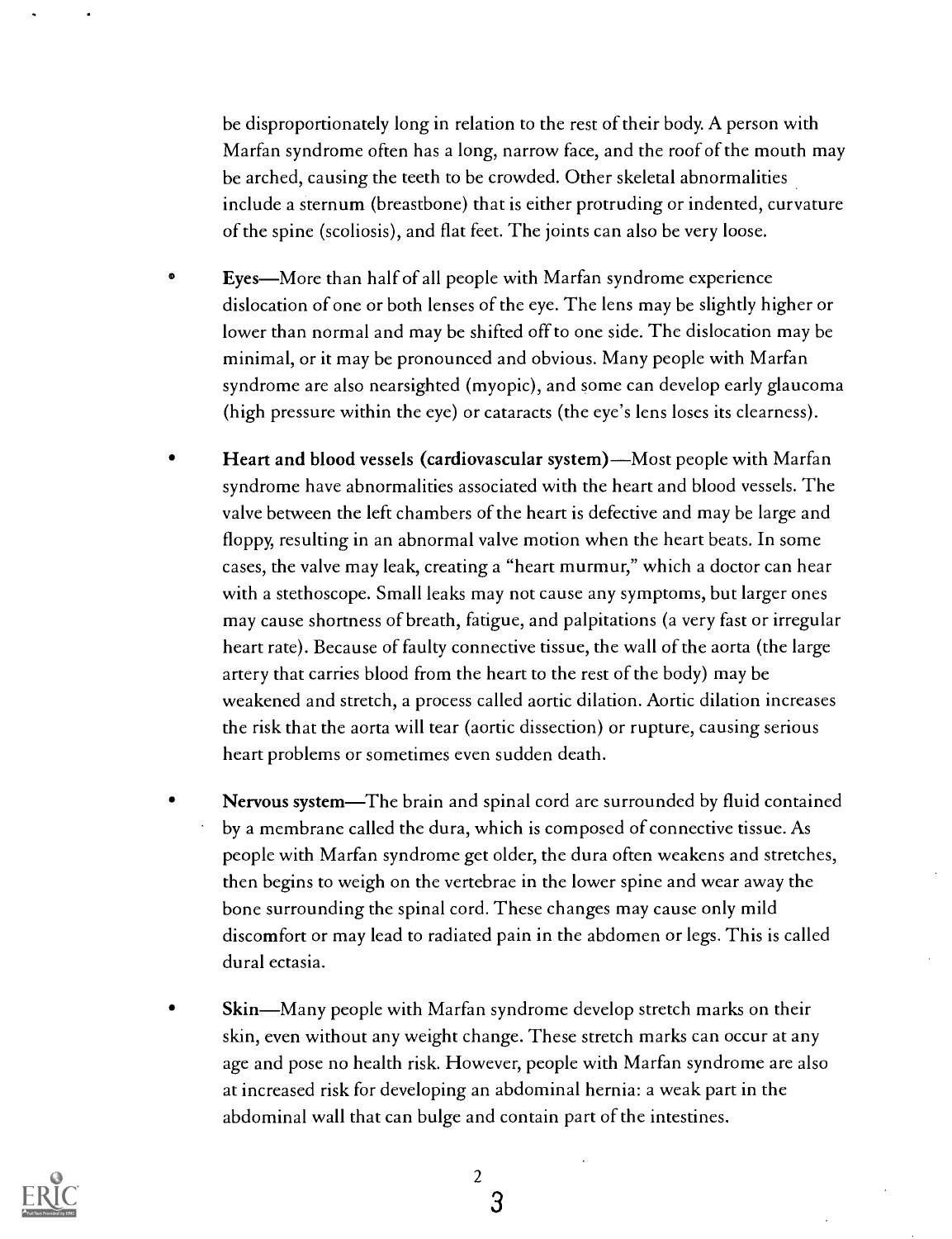be disproportionately long in relation to the rest of their body. A person with Marfan syndrome often has a long, narrow face, and the roof of the mouth may be arched, causing the teeth to be crowded. Other skeletal abnormalities include a sternum (breastbone) that is either protruding or indented, curvature of the spine (scoliosis), and flat feet. The joints can also be very loose.

- **Eyes**—More than half of all people with Marfan syndrome experience dislocation of one or both lenses of the eye. The lens may be slightly higher or lower than normal and may be shifted off to one side. The dislocation may be minimal, or it may be pronounced and obvious. Many people with Marfan syndrome are also nearsighted (myopic), and some can develop early glaucoma (high pressure within the eye) or cataracts (the eye's lens loses its clearness).

- **Heart and blood vessels (cardiovascular system)**—Most people with Marfan syndrome have abnormalities associated with the heart and blood vessels. The valve between the left chambers of the heart is defective and may be large and floppy, resulting in an abnormal valve motion when the heart beats. In some cases, the valve may leak, creating a "heart murmur," which a doctor can hear with a stethoscope. Small leaks may not cause any symptoms, but larger ones may cause shortness of breath, fatigue, and palpitations (a very fast or irregular heart rate). Because of faulty connective tissue, the wall of the aorta (the large artery that carries blood from the heart to the rest of the body) may be weakened and stretch, a process called aortic dilation. Aortic dilation increases the risk that the aorta will tear (aortic dissection) or rupture, causing serious heart problems or sometimes even sudden death.

- **Nervous system**—The brain and spinal cord are surrounded by fluid contained by a membrane called the dura, which is composed of connective tissue. As people with Marfan syndrome get older, the dura often weakens and stretches, then begins to weigh on the vertebrae in the lower spine and wear away the bone surrounding the spinal cord. These changes may cause only mild discomfort or may lead to radiated pain in the abdomen or legs. This is called dural ectasia.

- **Skin**—Many people with Marfan syndrome develop stretch marks on their skin, even without any weight change. These stretch marks can occur at any age and pose no health risk. However, people with Marfan syndrome are also at increased risk for developing an abdominal hernia: a weak part in the abdominal wall that can bulge and contain part of the intestines.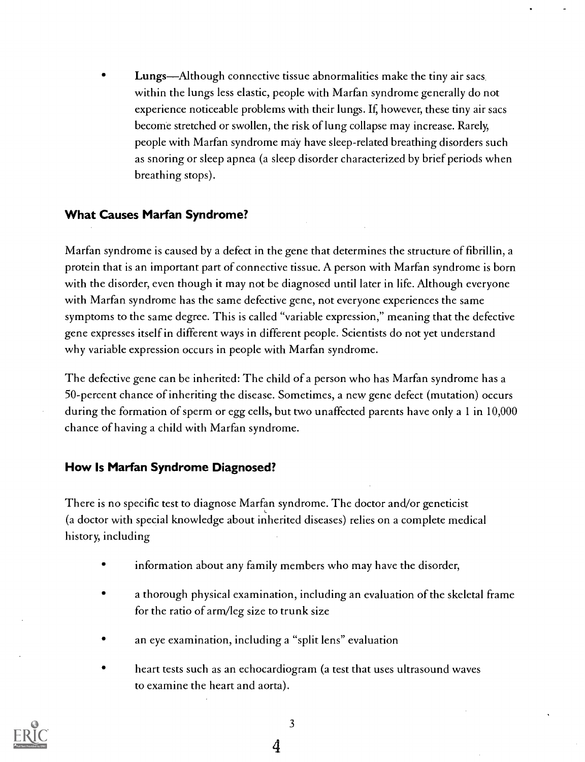- **Lungs**—Although connective tissue abnormalities make the tiny air sacs within the lungs less elastic, people with Marfan syndrome generally do not experience noticeable problems with their lungs. If, however, these tiny air sacs become stretched or swollen, the risk of lung collapse may increase. Rarely, people with Marfan syndrome may have sleep-related breathing disorders such as snoring or sleep apnea (a sleep disorder characterized by brief periods when breathing stops).

### What Causes Marfan Syndrome?

Marfan syndrome is caused by a defect in the gene that determines the structure of fibrillin, a protein that is an important part of connective tissue. A person with Marfan syndrome is born with the disorder, even though it may not be diagnosed until later in life. Although everyone with Marfan syndrome has the same defective gene, not everyone experiences the same symptoms to the same degree. This is called "variable expression," meaning that the defective gene expresses itself in different ways in different people. Scientists do not yet understand why variable expression occurs in people with Marfan syndrome.

The defective gene can be inherited: The child of a person who has Marfan syndrome has a 50-percent chance of inheriting the disease. Sometimes, a new gene defect (mutation) occurs during the formation of sperm or egg cells, but two unaffected parents have only a 1 in 10,000 chance of having a child with Marfan syndrome.

### How Is Marfan Syndrome Diagnosed?

There is no specific test to diagnose Marfan syndrome. The doctor and/or geneticist (a doctor with special knowledge about inherited diseases) relies on a complete medical history, including

- information about any family members who may have the disorder,
- a thorough physical examination, including an evaluation of the skeletal frame for the ratio of arm/leg size to trunk size
- an eye examination, including a "split lens" evaluation
- heart tests such as an echocardiogram (a test that uses ultrasound waves to examine the heart and aorta).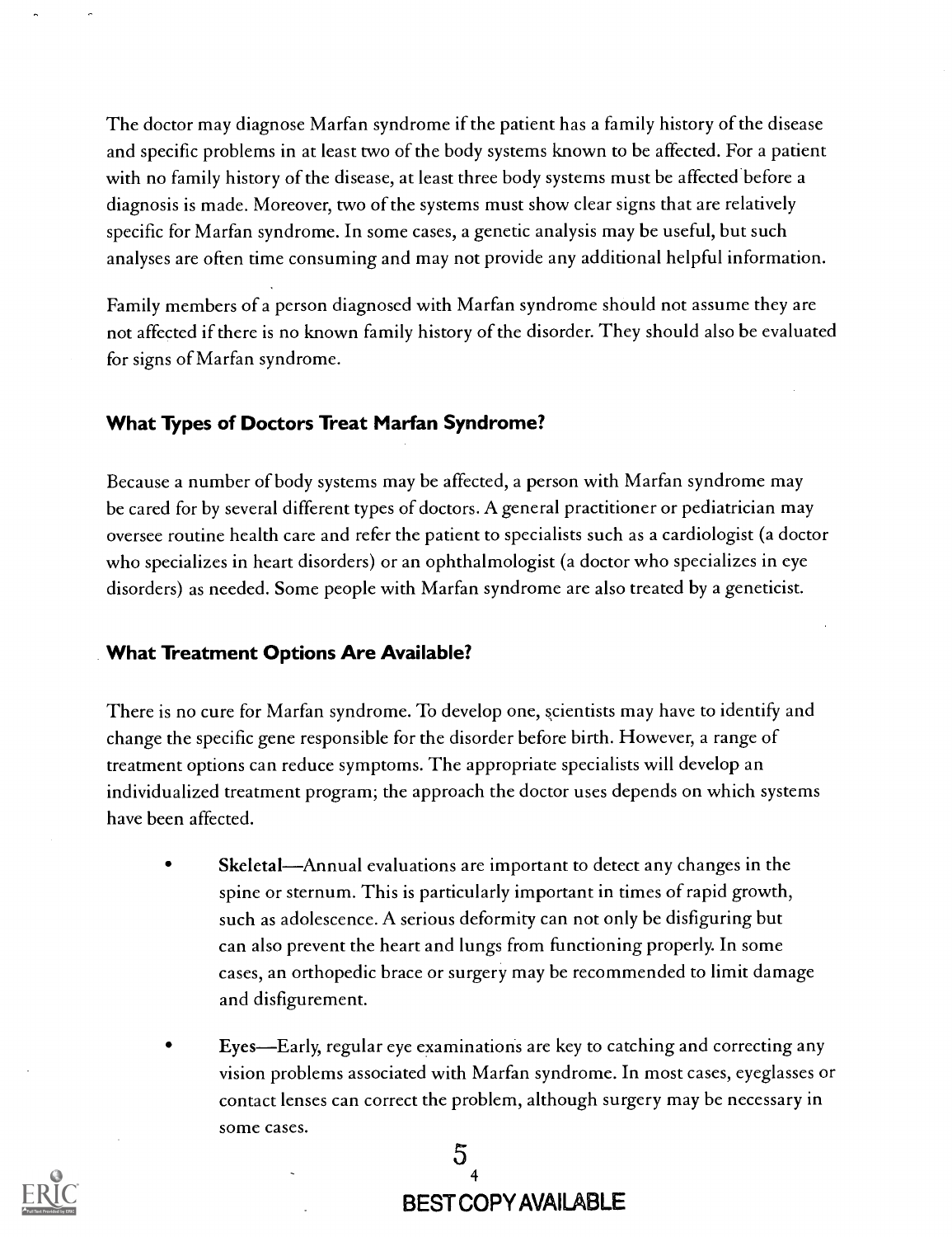The doctor may diagnose Marfan syndrome if the patient has a family history of the disease and specific problems in at least two of the body systems known to be affected. For a patient with no family history of the disease, at least three body systems must be affected before a diagnosis is made. Moreover, two of the systems must show clear signs that are relatively specific for Marfan syndrome. In some cases, a genetic analysis may be useful, but such analyses are often time consuming and may not provide any additional helpful information.

Family members of a person diagnosed with Marfan syndrome should not assume they are not affected if there is no known family history of the disorder. They should also be evaluated for signs of Marfan syndrome.

### What Types of Doctors Treat Marfan Syndrome?

Because a number of body systems may be affected, a person with Marfan syndrome may be cared for by several different types of doctors. A general practitioner or pediatrician may oversee routine health care and refer the patient to specialists such as a cardiologist (a doctor who specializes in heart disorders) or an ophthalmologist (a doctor who specializes in eye disorders) as needed. Some people with Marfan syndrome are also treated by a geneticist.

### What Treatment Options Are Available?

There is no cure for Marfan syndrome. To develop one, scientists may have to identify and change the specific gene responsible for the disorder before birth. However, a range of treatment options can reduce symptoms. The appropriate specialists will develop an individualized treatment program; the approach the doctor uses depends on which systems have been affected.

- **Skeletal**—Annual evaluations are important to detect any changes in the spine or sternum. This is particularly important in times of rapid growth, such as adolescence. A serious deformity can not only be disfiguring but can also prevent the heart and lungs from functioning properly. In some cases, an orthopedic brace or surgery may be recommended to limit damage and disfigurement.

- **Eyes**—Early, regular eye examinations are key to catching and correcting any vision problems associated with Marfan syndrome. In most cases, eyeglasses or contact lenses can correct the problem, although surgery may be necessary in some cases.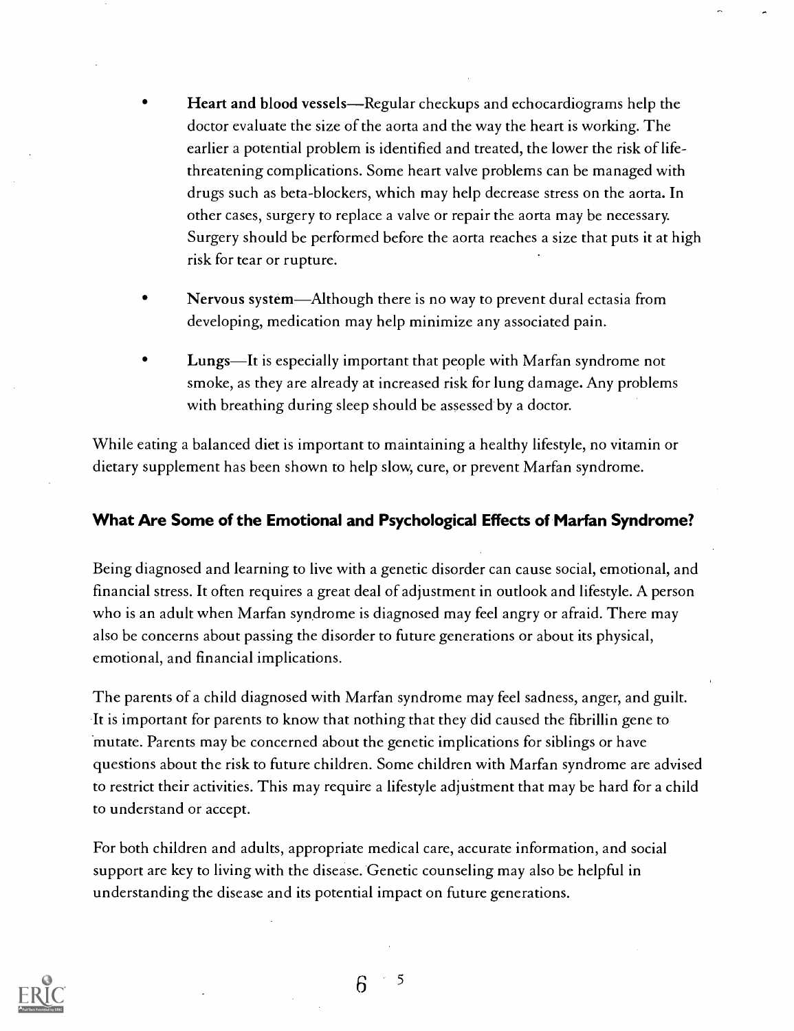- **Heart and blood vessels**—Regular checkups and echocardiograms help the doctor evaluate the size of the aorta and the way the heart is working. The earlier a potential problem is identified and treated, the lower the risk of life-threatening complications. Some heart valve problems can be managed with drugs such as beta-blockers, which may help decrease stress on the aorta. In other cases, surgery to replace a valve or repair the aorta may be necessary. Surgery should be performed before the aorta reaches a size that puts it at high risk for tear or rupture.

- **Nervous system**—Although there is no way to prevent dural ectasia from developing, medication may help minimize any associated pain.

- **Lungs**—It is especially important that people with Marfan syndrome not smoke, as they are already at increased risk for lung damage. Any problems with breathing during sleep should be assessed by a doctor.

While eating a balanced diet is important to maintaining a healthy lifestyle, no vitamin or dietary supplement has been shown to help slow, cure, or prevent Marfan syndrome.

## What Are Some of the Emotional and Psychological Effects of Marfan Syndrome?

Being diagnosed and learning to live with a genetic disorder can cause social, emotional, and financial stress. It often requires a great deal of adjustment in outlook and lifestyle. A person who is an adult when Marfan syndrome is diagnosed may feel angry or afraid. There may also be concerns about passing the disorder to future generations or about its physical, emotional, and financial implications.

The parents of a child diagnosed with Marfan syndrome may feel sadness, anger, and guilt. It is important for parents to know that nothing that they did caused the fibrillin gene to mutate. Parents may be concerned about the genetic implications for siblings or have questions about the risk to future children. Some children with Marfan syndrome are advised to restrict their activities. This may require a lifestyle adjustment that may be hard for a child to understand or accept.

For both children and adults, appropriate medical care, accurate information, and social support are key to living with the disease. Genetic counseling may also be helpful in understanding the disease and its potential impact on future generations.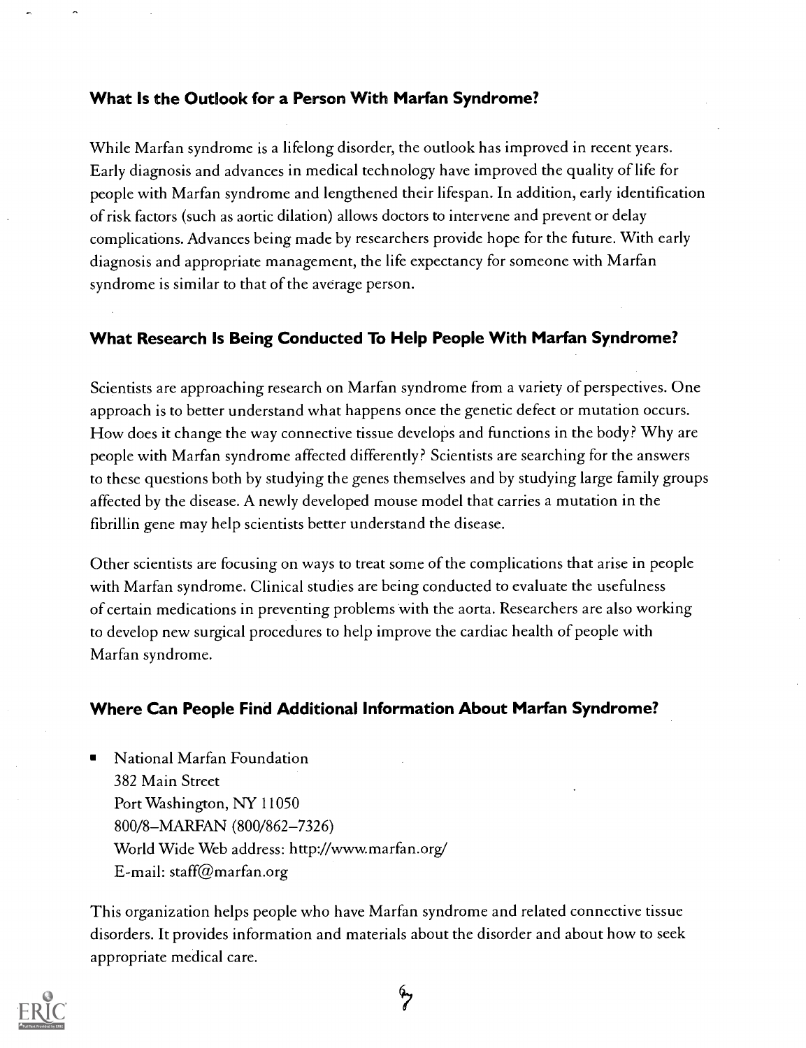## What Is the Outlook for a Person With Marfan Syndrome?

While Marfan syndrome is a lifelong disorder, the outlook has improved in recent years. Early diagnosis and advances in medical technology have improved the quality of life for people with Marfan syndrome and lengthened their lifespan. In addition, early identification of risk factors (such as aortic dilation) allows doctors to intervene and prevent or delay complications. Advances being made by researchers provide hope for the future. With early diagnosis and appropriate management, the life expectancy for someone with Marfan syndrome is similar to that of the average person.

## What Research Is Being Conducted To Help People With Marfan Syndrome?

Scientists are approaching research on Marfan syndrome from a variety of perspectives. One approach is to better understand what happens once the genetic defect or mutation occurs. How does it change the way connective tissue develops and functions in the body? Why are people with Marfan syndrome affected differently? Scientists are searching for the answers to these questions both by studying the genes themselves and by studying large family groups affected by the disease. A newly developed mouse model that carries a mutation in the fibrillin gene may help scientists better understand the disease.

Other scientists are focusing on ways to treat some of the complications that arise in people with Marfan syndrome. Clinical studies are being conducted to evaluate the usefulness of certain medications in preventing problems with the aorta. Researchers are also working to develop new surgical procedures to help improve the cardiac health of people with Marfan syndrome.

## Where Can People Find Additional Information About Marfan Syndrome?

- National Marfan Foundation
  382 Main Street
  Port Washington, NY 11050
  800/8–MARFAN (800/862–7326)
  World Wide Web address: http://www.marfan.org/
  E-mail: staff@marfan.org

This organization helps people who have Marfan syndrome and related connective tissue disorders. It provides information and materials about the disorder and about how to seek appropriate medical care.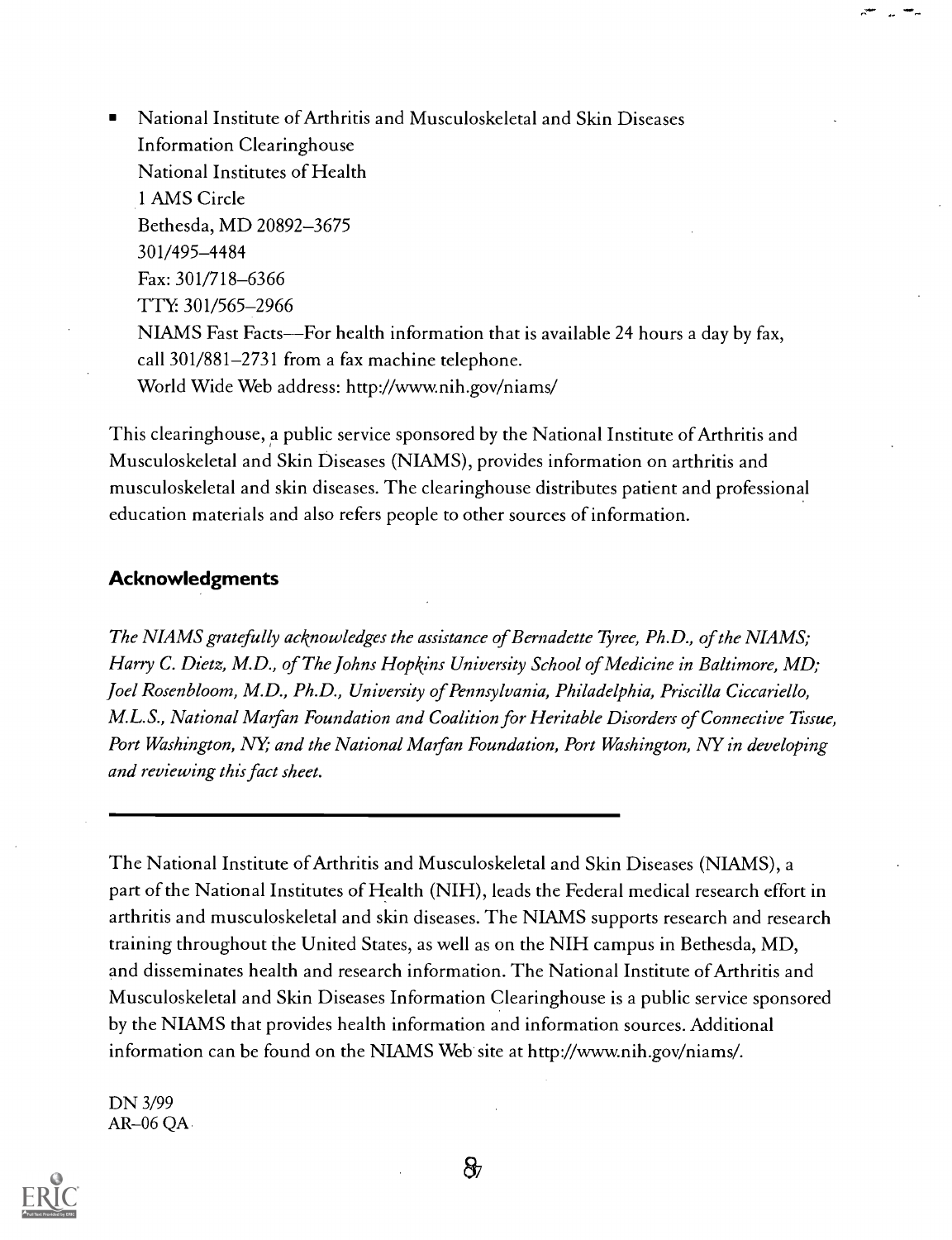- National Institute of Arthritis and Musculoskeletal and Skin Diseases
  Information Clearinghouse
  National Institutes of Health
  1 AMS Circle
  Bethesda, MD 20892–3675
  301/495–4484
  Fax: 301/718–6366
  TTY: 301/565–2966
  NIAMS Fast Facts—For health information that is available 24 hours a day by fax, call 301/881–2731 from a fax machine telephone.
  World Wide Web address: http://www.nih.gov/niams/

This clearinghouse, a public service sponsored by the National Institute of Arthritis and Musculoskeletal and Skin Diseases (NIAMS), provides information on arthritis and musculoskeletal and skin diseases. The clearinghouse distributes patient and professional education materials and also refers people to other sources of information.

### Acknowledgments

*The NIAMS gratefully acknowledges the assistance of Bernadette Tyree, Ph.D., of the NIAMS; Harry C. Dietz, M.D., of The Johns Hopkins University School of Medicine in Baltimore, MD; Joel Rosenbloom, M.D., Ph.D., University of Pennsylvania, Philadelphia, Priscilla Ciccariello, M.L.S., National Marfan Foundation and Coalition for Heritable Disorders of Connective Tissue, Port Washington, NY; and the National Marfan Foundation, Port Washington, NY in developing and reviewing this fact sheet.*

---

The National Institute of Arthritis and Musculoskeletal and Skin Diseases (NIAMS), a part of the National Institutes of Health (NIH), leads the Federal medical research effort in arthritis and musculoskeletal and skin diseases. The NIAMS supports research and research training throughout the United States, as well as on the NIH campus in Bethesda, MD, and disseminates health and research information. The National Institute of Arthritis and Musculoskeletal and Skin Diseases Information Clearinghouse is a public service sponsored by the NIAMS that provides health information and information sources. Additional information can be found on the NIAMS Web site at http://www.nih.gov/niams/.

DN 3/99
AR–06 QA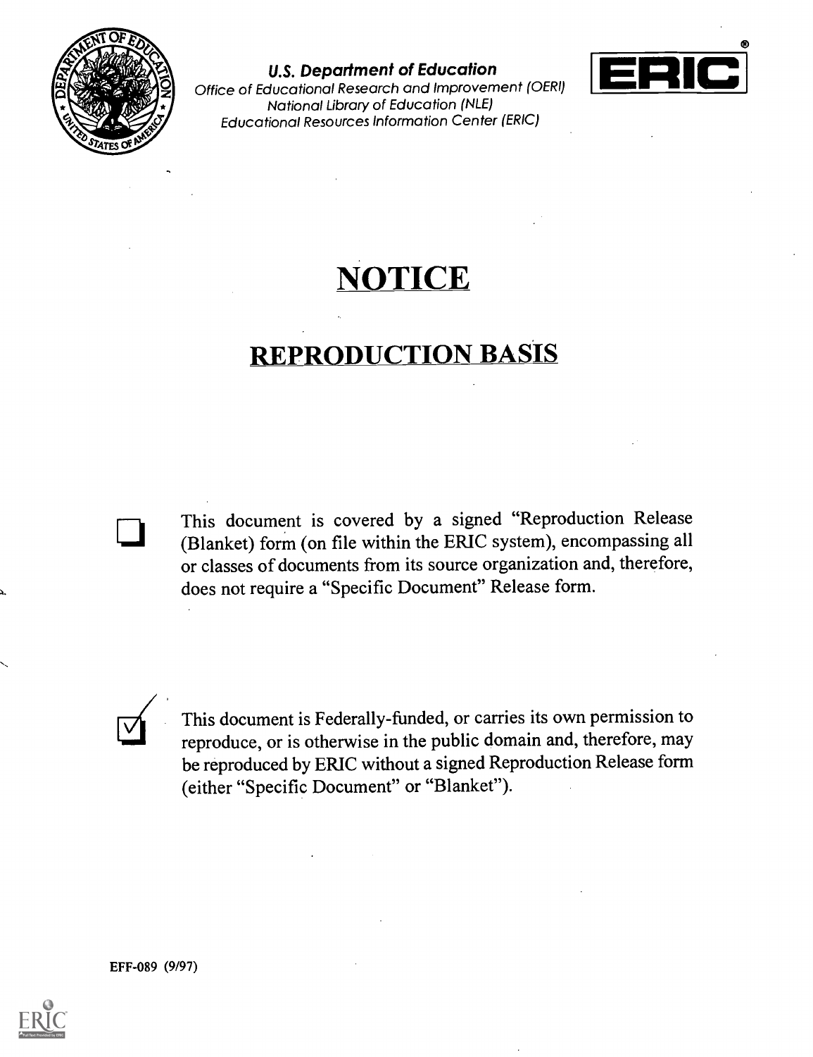**U.S. Department of Education**
*Office of Educational Research and Improvement (OERI)*
*National Library of Education (NLE)*
*Educational Resources Information Center (ERIC)*

ERIC®

# NOTICE

## REPRODUCTION BASIS

- [ ] This document is covered by a signed "Reproduction Release (Blanket) form (on file within the ERIC system), encompassing all or classes of documents from its source organization and, therefore, does not require a "Specific Document" Release form.

- [x] This document is Federally-funded, or carries its own permission to reproduce, or is otherwise in the public domain and, therefore, may be reproduced by ERIC without a signed Reproduction Release form (either "Specific Document" or "Blanket").

EFF-089 (9/97)